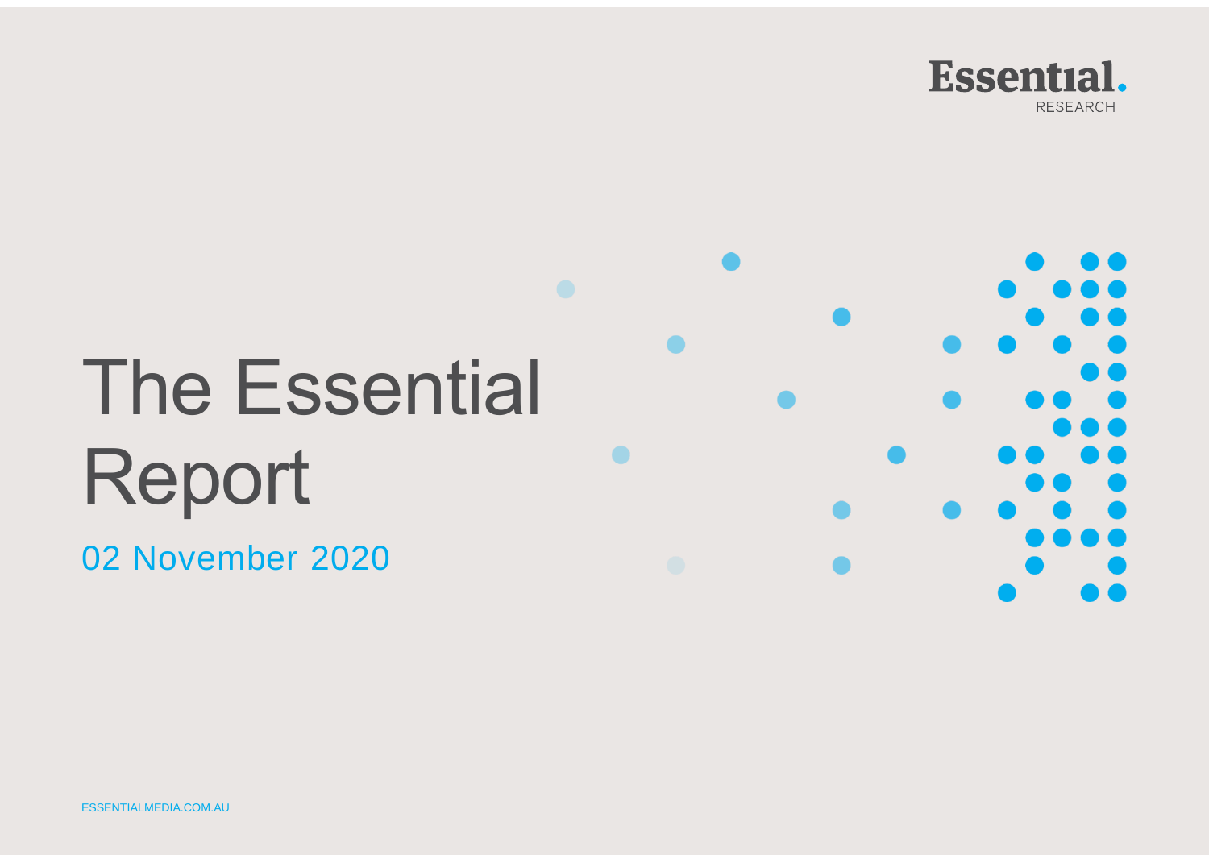Essential.
RESEARCH

# The Essential Report

02 November 2020

ESSENTIALMEDIA.COM.AU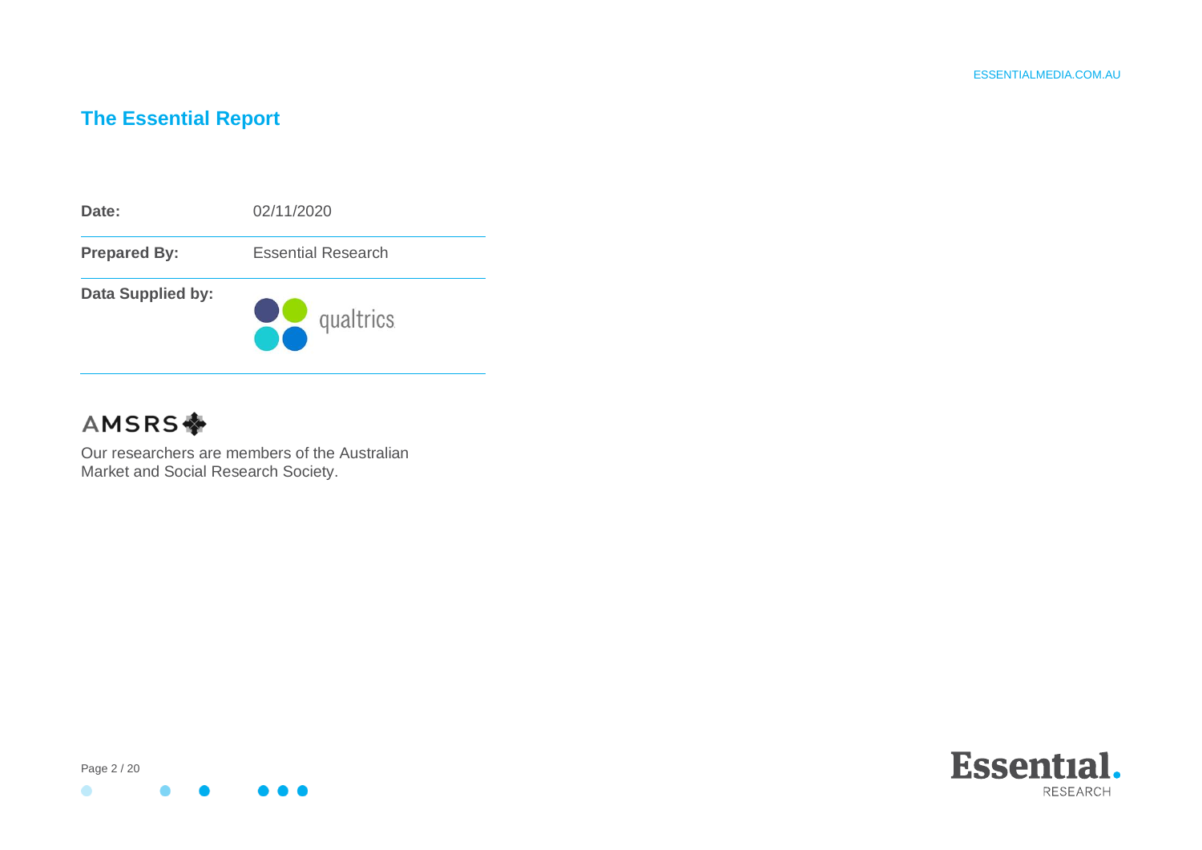# The Essential Report

| | |
|---|---|
| **Date:** | 02/11/2020 |
| **Prepared By:** | Essential Research |
| **Data Supplied by:** | qualtrics |

AMSRS

Our researchers are members of the Australian Market and Social Research Society.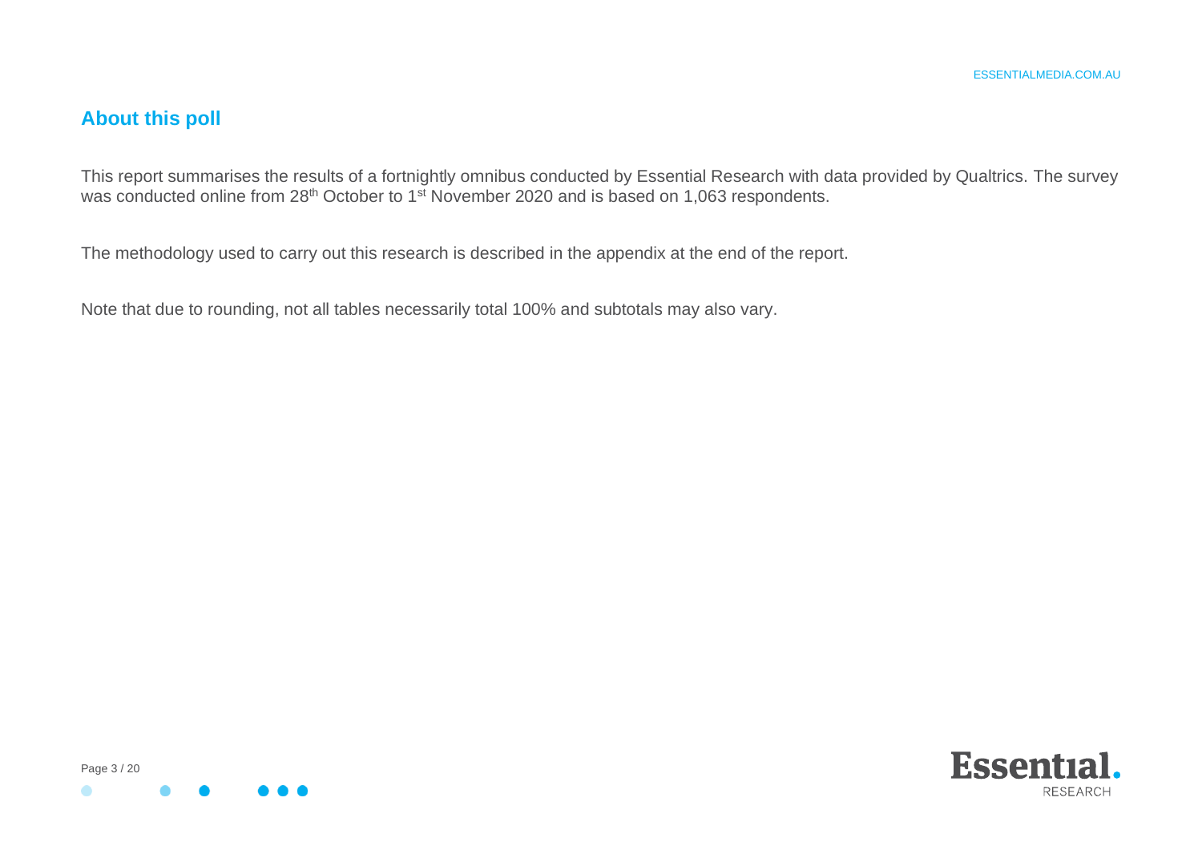## About this poll

This report summarises the results of a fortnightly omnibus conducted by Essential Research with data provided by Qualtrics. The survey was conducted online from 28th October to 1st November 2020 and is based on 1,063 respondents.

The methodology used to carry out this research is described in the appendix at the end of the report.

Note that due to rounding, not all tables necessarily total 100% and subtotals may also vary.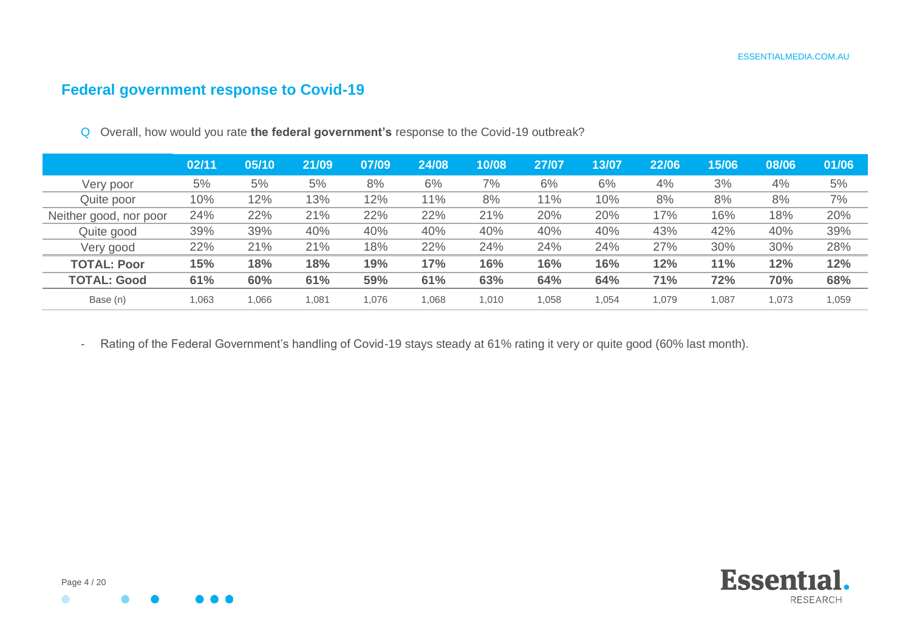## Federal government response to Covid-19

Q Overall, how would you rate **the federal government's** response to the Covid-19 outbreak?

| | 02/11 | 05/10 | 21/09 | 07/09 | 24/08 | 10/08 | 27/07 | 13/07 | 22/06 | 15/06 | 08/06 | 01/06 |
|---|---|---|---|---|---|---|---|---|---|---|---|---|
| Very poor | 5% | 5% | 5% | 8% | 6% | 7% | 6% | 6% | 4% | 3% | 4% | 5% |
| Quite poor | 10% | 12% | 13% | 12% | 11% | 8% | 11% | 10% | 8% | 8% | 8% | 7% |
| Neither good, nor poor | 24% | 22% | 21% | 22% | 22% | 21% | 20% | 20% | 17% | 16% | 18% | 20% |
| Quite good | 39% | 39% | 40% | 40% | 40% | 40% | 40% | 40% | 43% | 42% | 40% | 39% |
| Very good | 22% | 21% | 21% | 18% | 22% | 24% | 24% | 24% | 27% | 30% | 30% | 28% |
| **TOTAL: Poor** | **15%** | **18%** | **18%** | **19%** | **17%** | **16%** | **16%** | **16%** | **12%** | **11%** | **12%** | **12%** |
| **TOTAL: Good** | **61%** | **60%** | **61%** | **59%** | **61%** | **63%** | **64%** | **64%** | **71%** | **72%** | **70%** | **68%** |
| Base (n) | 1,063 | 1,066 | 1,081 | 1,076 | 1,068 | 1,010 | 1,058 | 1,054 | 1,079 | 1,087 | 1,073 | 1,059 |

- Rating of the Federal Government's handling of Covid-19 stays steady at 61% rating it very or quite good (60% last month).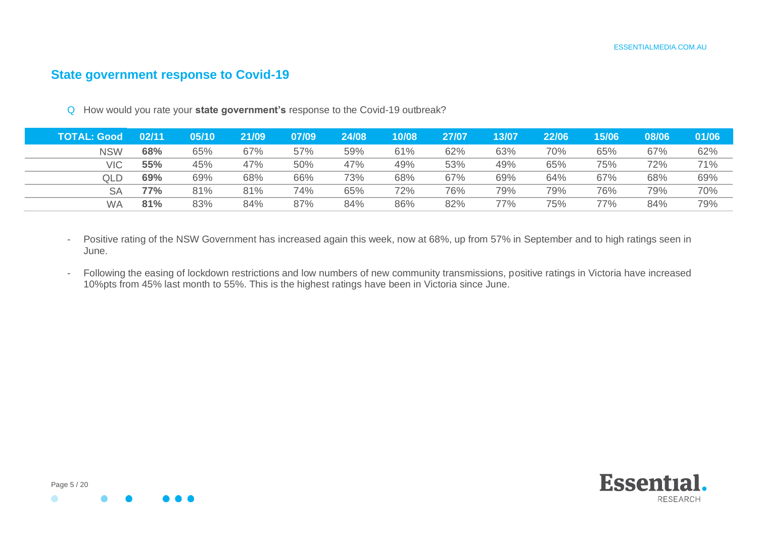## State government response to Covid-19

Q How would you rate your **state government's** response to the Covid-19 outbreak?

| TOTAL: Good | 02/11 | 05/10 | 21/09 | 07/09 | 24/08 | 10/08 | 27/07 | 13/07 | 22/06 | 15/06 | 08/06 | 01/06 |
|---|---|---|---|---|---|---|---|---|---|---|---|---|
| NSW | **68%** | 65% | 67% | 57% | 59% | 61% | 62% | 63% | 70% | 65% | 67% | 62% |
| VIC | **55%** | 45% | 47% | 50% | 47% | 49% | 53% | 49% | 65% | 75% | 72% | 71% |
| QLD | **69%** | 69% | 68% | 66% | 73% | 68% | 67% | 69% | 64% | 67% | 68% | 69% |
| SA | **77%** | 81% | 81% | 74% | 65% | 72% | 76% | 79% | 79% | 76% | 79% | 70% |
| WA | **81%** | 83% | 84% | 87% | 84% | 86% | 82% | 77% | 75% | 77% | 84% | 79% |

- Positive rating of the NSW Government has increased again this week, now at 68%, up from 57% in September and to high ratings seen in June.
- Following the easing of lockdown restrictions and low numbers of new community transmissions, positive ratings in Victoria have increased 10%pts from 45% last month to 55%. This is the highest ratings have been in Victoria since June.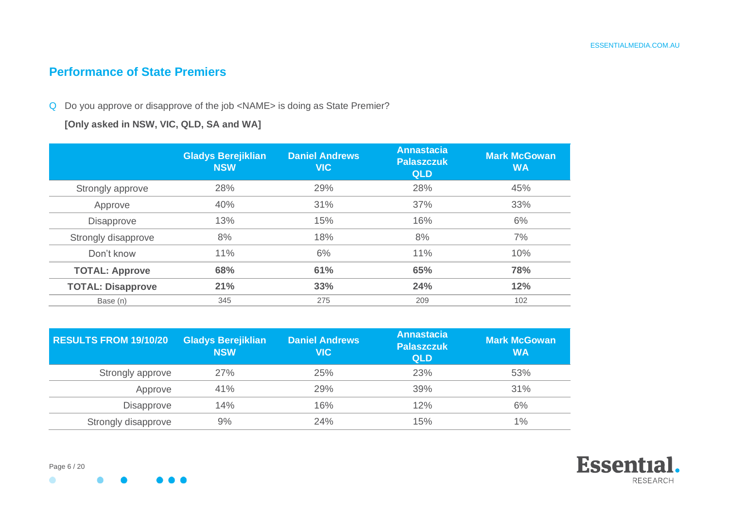## Performance of State Premiers

Q Do you approve or disapprove of the job <NAME> is doing as State Premier?

**[Only asked in NSW, VIC, QLD, SA and WA]**

| | Gladys Berejiklian NSW | Daniel Andrews VIC | Annastacia Palaszczuk QLD | Mark McGowan WA |
|---|---|---|---|---|
| Strongly approve | 28% | 29% | 28% | 45% |
| Approve | 40% | 31% | 37% | 33% |
| Disapprove | 13% | 15% | 16% | 6% |
| Strongly disapprove | 8% | 18% | 8% | 7% |
| Don't know | 11% | 6% | 11% | 10% |
| **TOTAL: Approve** | **68%** | **61%** | **65%** | **78%** |
| **TOTAL: Disapprove** | **21%** | **33%** | **24%** | **12%** |
| Base (n) | 345 | 275 | 209 | 102 |

| RESULTS FROM 19/10/20 | Gladys Berejiklian NSW | Daniel Andrews VIC | Annastacia Palaszczuk QLD | Mark McGowan WA |
|---|---|---|---|---|
| Strongly approve | 27% | 25% | 23% | 53% |
| Approve | 41% | 29% | 39% | 31% |
| Disapprove | 14% | 16% | 12% | 6% |
| Strongly disapprove | 9% | 24% | 15% | 1% |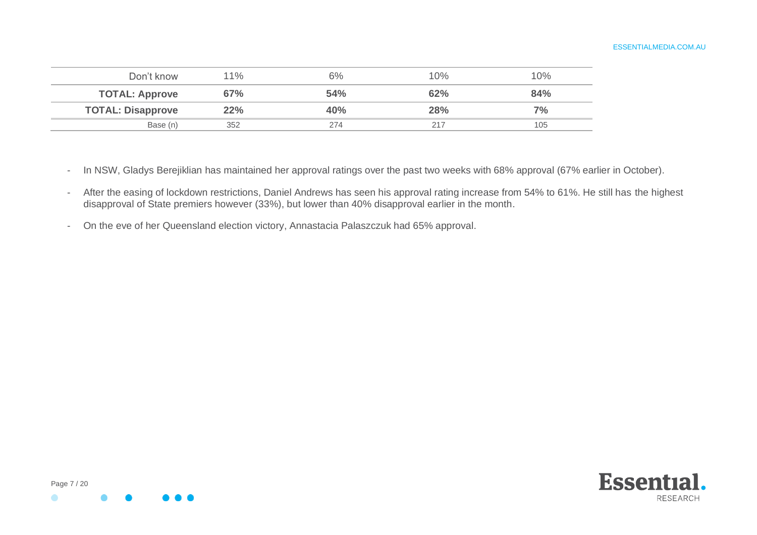| | | | | |
|---|---|---|---|---|
| Don't know | 11% | 6% | 10% | 10% |
| **TOTAL: Approve** | **67%** | **54%** | **62%** | **84%** |
| **TOTAL: Disapprove** | **22%** | **40%** | **28%** | **7%** |
| Base (n) | 352 | 274 | 217 | 105 |

- In NSW, Gladys Berejiklian has maintained her approval ratings over the past two weeks with 68% approval (67% earlier in October).
- After the easing of lockdown restrictions, Daniel Andrews has seen his approval rating increase from 54% to 61%. He still has the highest disapproval of State premiers however (33%), but lower than 40% disapproval earlier in the month.
- On the eve of her Queensland election victory, Annastacia Palaszczuk had 65% approval.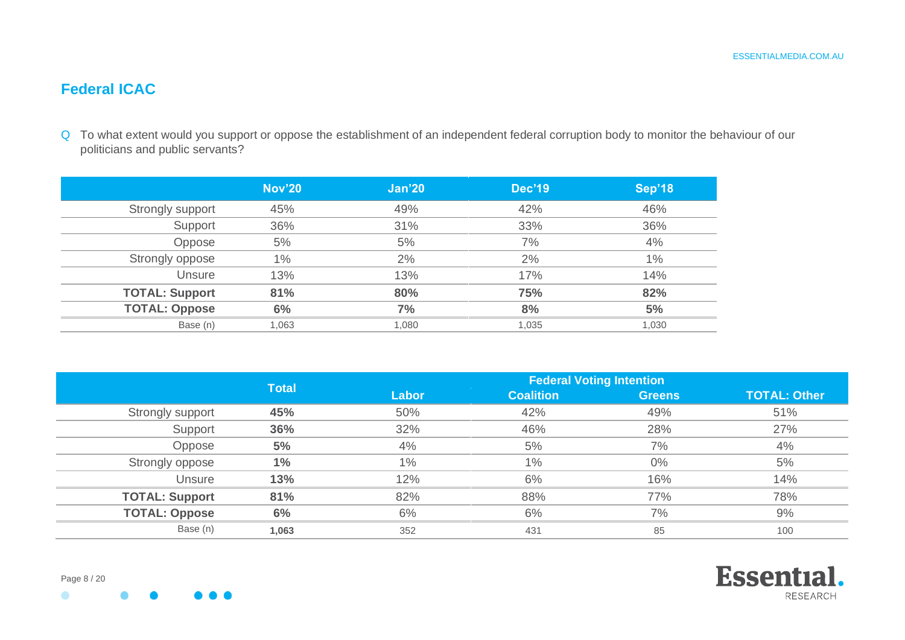## Federal ICAC

Q To what extent would you support or oppose the establishment of an independent federal corruption body to monitor the behaviour of our politicians and public servants?

| | Nov'20 | Jan'20 | Dec'19 | Sep'18 |
|---|---|---|---|---|
| Strongly support | 45% | 49% | 42% | 46% |
| Support | 36% | 31% | 33% | 36% |
| Oppose | 5% | 5% | 7% | 4% |
| Strongly oppose | 1% | 2% | 2% | 1% |
| Unsure | 13% | 13% | 17% | 14% |
| **TOTAL: Support** | **81%** | **80%** | **75%** | **82%** |
| **TOTAL: Oppose** | **6%** | **7%** | **8%** | **5%** |
| Base (n) | 1,063 | 1,080 | 1,035 | 1,030 |

| | Total | Federal Voting Intention | | | |
|---|---|---|---|---|---|
| | | Labor | Coalition | Greens | TOTAL: Other |
| Strongly support | **45%** | 50% | 42% | 49% | 51% |
| Support | **36%** | 32% | 46% | 28% | 27% |
| Oppose | **5%** | 4% | 5% | 7% | 4% |
| Strongly oppose | **1%** | 1% | 1% | 0% | 5% |
| Unsure | **13%** | 12% | 6% | 16% | 14% |
| **TOTAL: Support** | **81%** | 82% | 88% | 77% | 78% |
| **TOTAL: Oppose** | **6%** | 6% | 6% | 7% | 9% |
| Base (n) | **1,063** | 352 | 431 | 85 | 100 |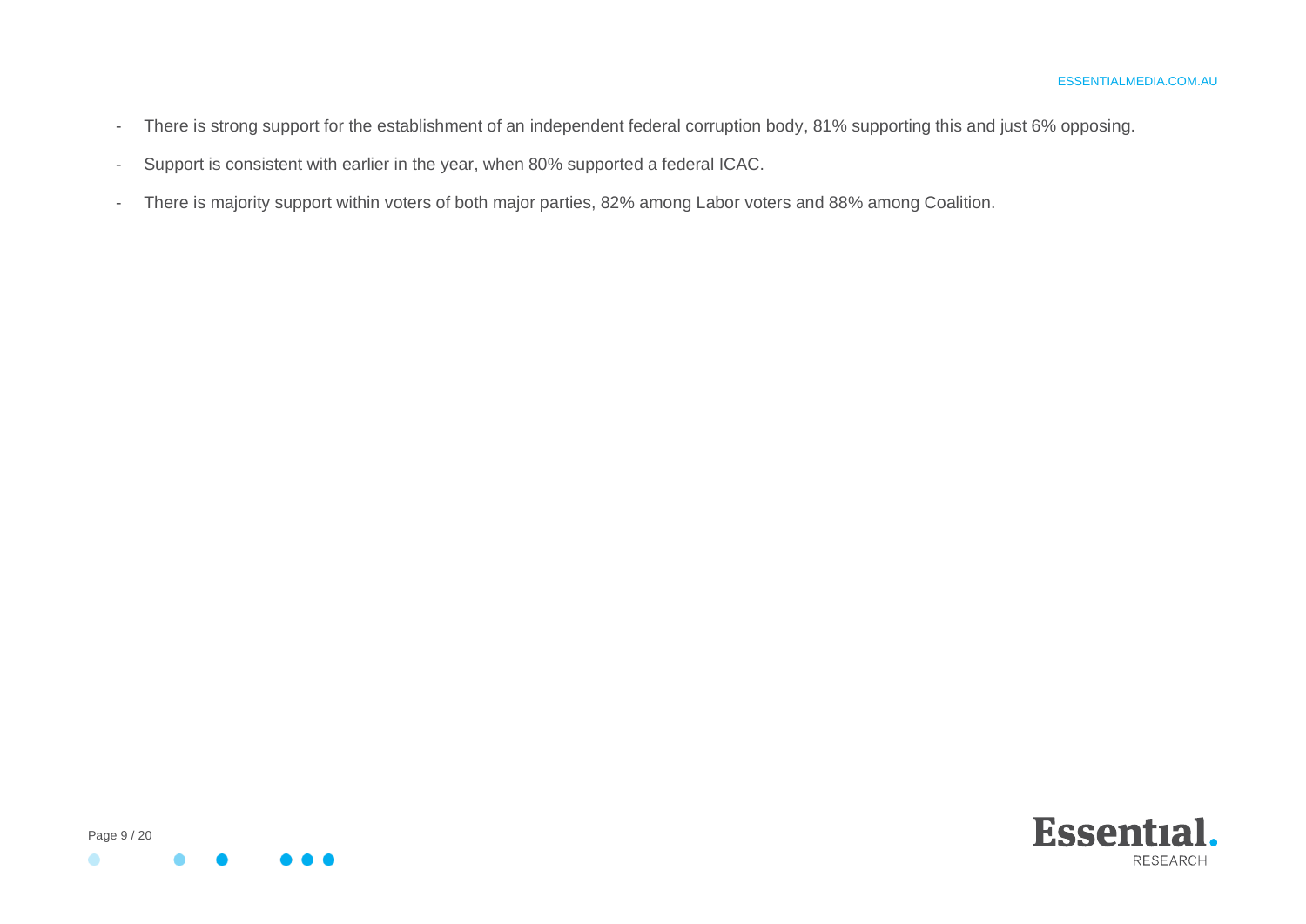- There is strong support for the establishment of an independent federal corruption body, 81% supporting this and just 6% opposing.
- Support is consistent with earlier in the year, when 80% supported a federal ICAC.
- There is majority support within voters of both major parties, 82% among Labor voters and 88% among Coalition.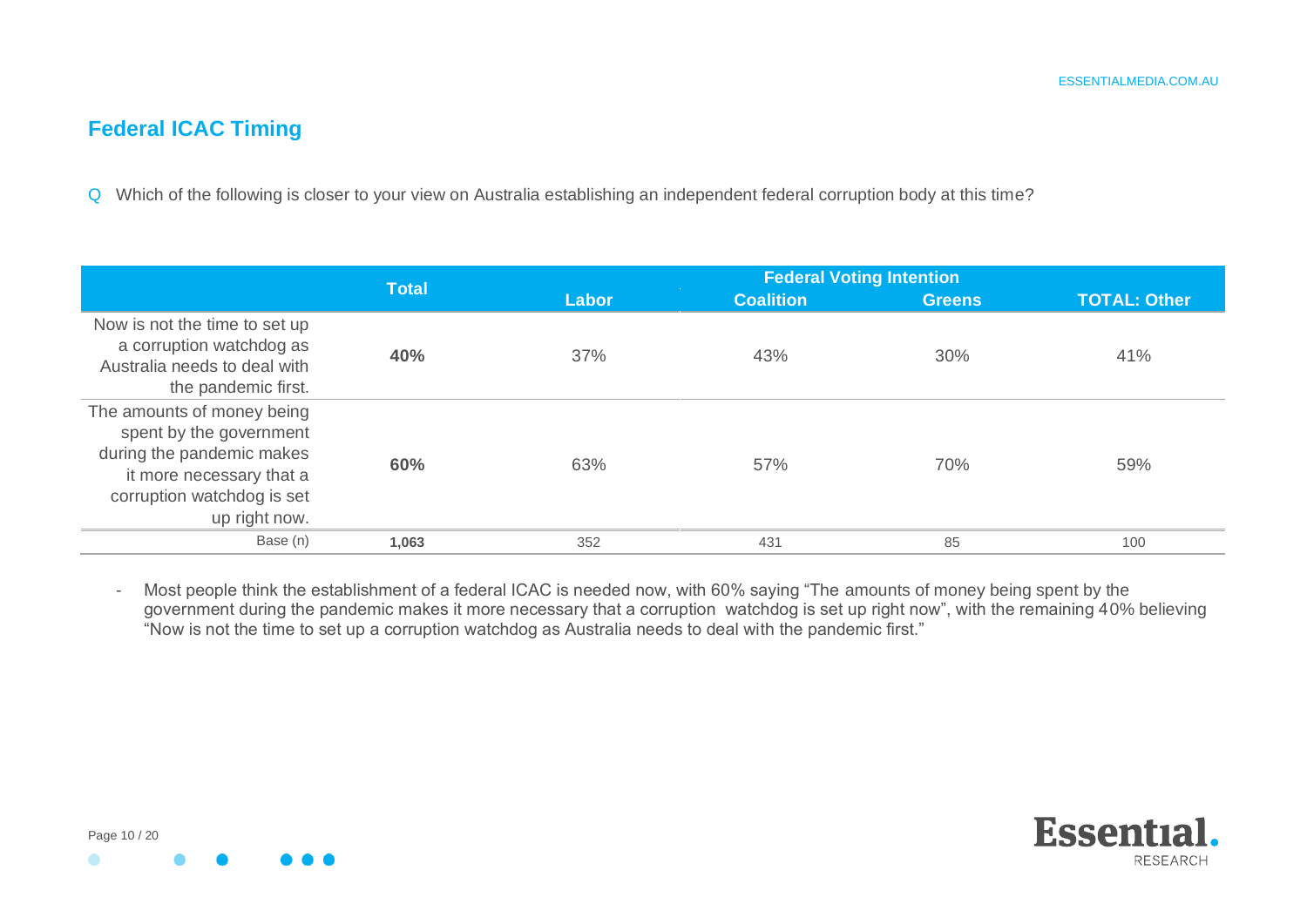## Federal ICAC Timing

Q Which of the following is closer to your view on Australia establishing an independent federal corruption body at this time?

| | Total | Federal Voting Intention | | | |
|---|---|---|---|---|---|
| | | Labor | Coalition | Greens | TOTAL: Other |
| Now is not the time to set up a corruption watchdog as Australia needs to deal with the pandemic first. | **40%** | 37% | 43% | 30% | 41% |
| The amounts of money being spent by the government during the pandemic makes it more necessary that a corruption watchdog is set up right now. | **60%** | 63% | 57% | 70% | 59% |
| Base (n) | **1,063** | 352 | 431 | 85 | 100 |

- Most people think the establishment of a federal ICAC is needed now, with 60% saying "The amounts of money being spent by the government during the pandemic makes it more necessary that a corruption watchdog is set up right now", with the remaining 40% believing "Now is not the time to set up a corruption watchdog as Australia needs to deal with the pandemic first."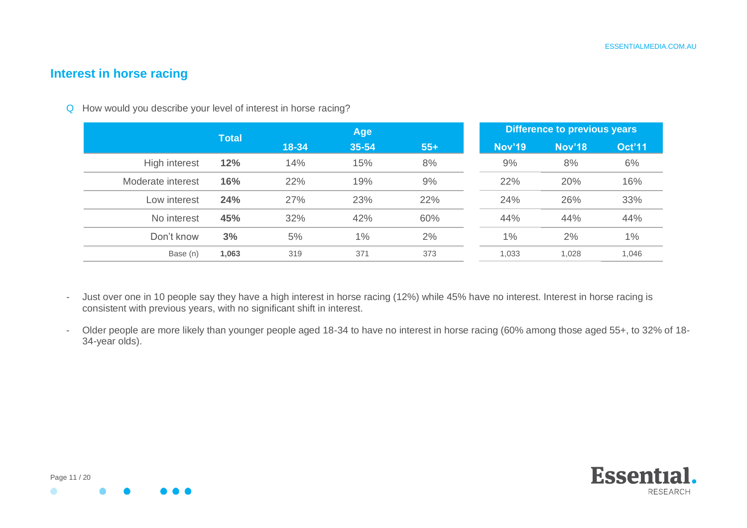## Interest in horse racing

Q How would you describe your level of interest in horse racing?

| | Total | Age | | | Difference to previous years | | |
|---|---|---|---|---|---|---|---|
| | | 18-34 | 35-54 | 55+ | Nov'19 | Nov'18 | Oct'11 |
| High interest | **12%** | 14% | 15% | 8% | 9% | 8% | 6% |
| Moderate interest | **16%** | 22% | 19% | 9% | 22% | 20% | 16% |
| Low interest | **24%** | 27% | 23% | 22% | 24% | 26% | 33% |
| No interest | **45%** | 32% | 42% | 60% | 44% | 44% | 44% |
| Don't know | **3%** | 5% | 1% | 2% | 1% | 2% | 1% |
| Base (n) | **1,063** | 319 | 371 | 373 | 1,033 | 1,028 | 1,046 |

- Just over one in 10 people say they have a high interest in horse racing (12%) while 45% have no interest. Interest in horse racing is consistent with previous years, with no significant shift in interest.
- Older people are more likely than younger people aged 18-34 to have no interest in horse racing (60% among those aged 55+, to 32% of 18-34-year olds).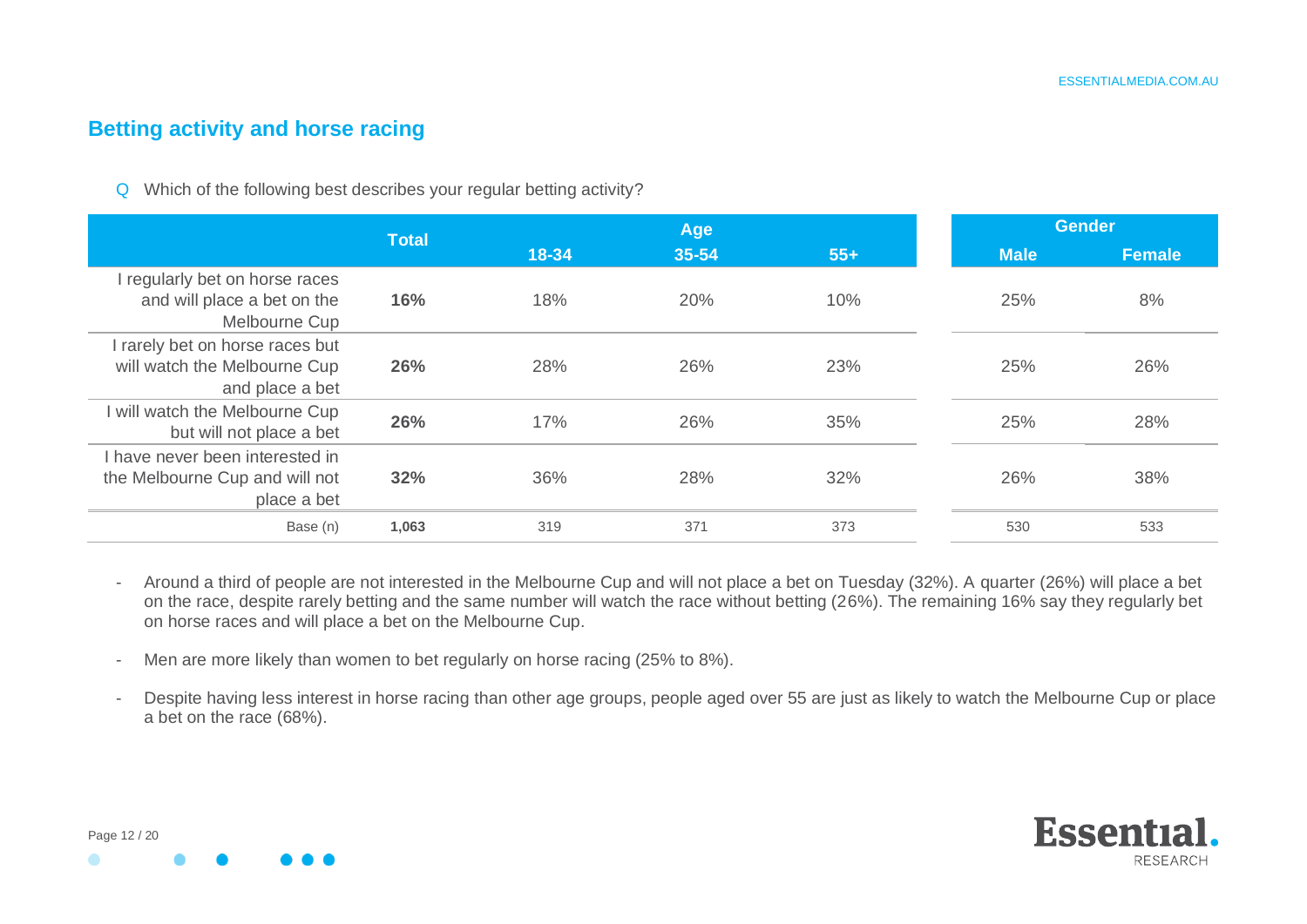## Betting activity and horse racing

Q Which of the following best describes your regular betting activity?

| | Total | Age | | | Gender | |
|---|---|---|---|---|---|---|
| | | 18-34 | 35-54 | 55+ | Male | Female |
| I regularly bet on horse races and will place a bet on the Melbourne Cup | **16%** | 18% | 20% | 10% | 25% | 8% |
| I rarely bet on horse races but will watch the Melbourne Cup and place a bet | **26%** | 28% | 26% | 23% | 25% | 26% |
| I will watch the Melbourne Cup but will not place a bet | **26%** | 17% | 26% | 35% | 25% | 28% |
| I have never been interested in the Melbourne Cup and will not place a bet | **32%** | 36% | 28% | 32% | 26% | 38% |
| Base (n) | **1,063** | 319 | 371 | 373 | 530 | 533 |

- Around a third of people are not interested in the Melbourne Cup and will not place a bet on Tuesday (32%). A quarter (26%) will place a bet on the race, despite rarely betting and the same number will watch the race without betting (26%). The remaining 16% say they regularly bet on horse races and will place a bet on the Melbourne Cup.
- Men are more likely than women to bet regularly on horse racing (25% to 8%).
- Despite having less interest in horse racing than other age groups, people aged over 55 are just as likely to watch the Melbourne Cup or place a bet on the race (68%).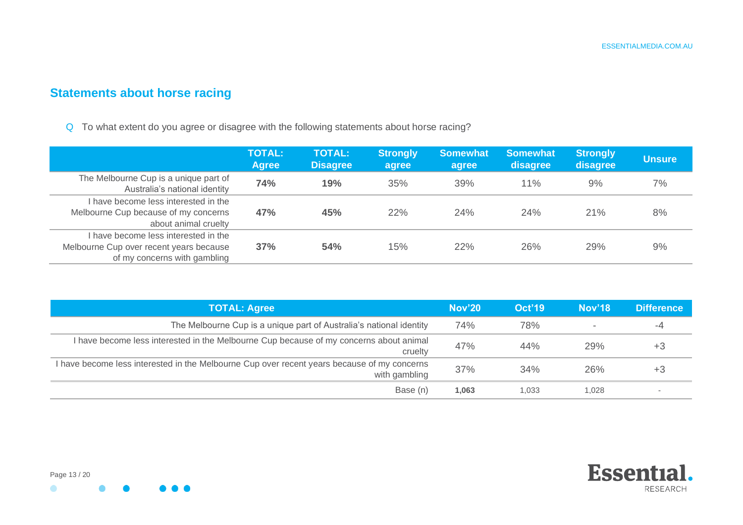## Statements about horse racing

Q To what extent do you agree or disagree with the following statements about horse racing?

| | TOTAL: Agree | TOTAL: Disagree | Strongly agree | Somewhat agree | Somewhat disagree | Strongly disagree | Unsure |
|---|---|---|---|---|---|---|---|
| The Melbourne Cup is a unique part of Australia's national identity | **74%** | **19%** | 35% | 39% | 11% | 9% | 7% |
| I have become less interested in the Melbourne Cup because of my concerns about animal cruelty | **47%** | **45%** | 22% | 24% | 24% | 21% | 8% |
| I have become less interested in the Melbourne Cup over recent years because of my concerns with gambling | **37%** | **54%** | 15% | 22% | 26% | 29% | 9% |

| TOTAL: Agree | Nov'20 | Oct'19 | Nov'18 | Difference |
|---|---|---|---|---|
| The Melbourne Cup is a unique part of Australia's national identity | 74% | 78% | - | -4 |
| I have become less interested in the Melbourne Cup because of my concerns about animal cruelty | 47% | 44% | 29% | +3 |
| I have become less interested in the Melbourne Cup over recent years because of my concerns with gambling | 37% | 34% | 26% | +3 |
| Base (n) | **1,063** | 1,033 | 1,028 | - |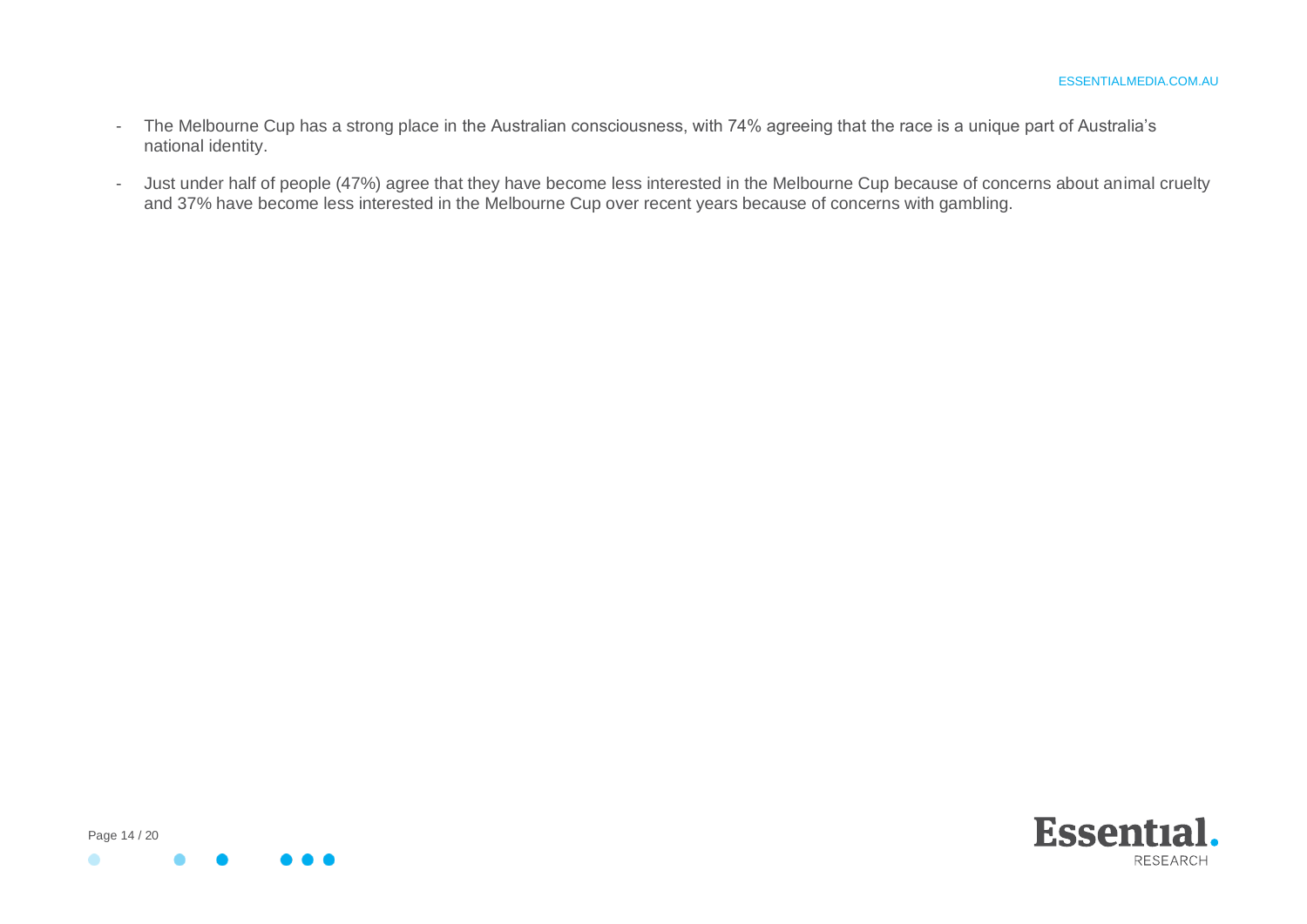- The Melbourne Cup has a strong place in the Australian consciousness, with 74% agreeing that the race is a unique part of Australia's national identity.
- Just under half of people (47%) agree that they have become less interested in the Melbourne Cup because of concerns about animal cruelty and 37% have become less interested in the Melbourne Cup over recent years because of concerns with gambling.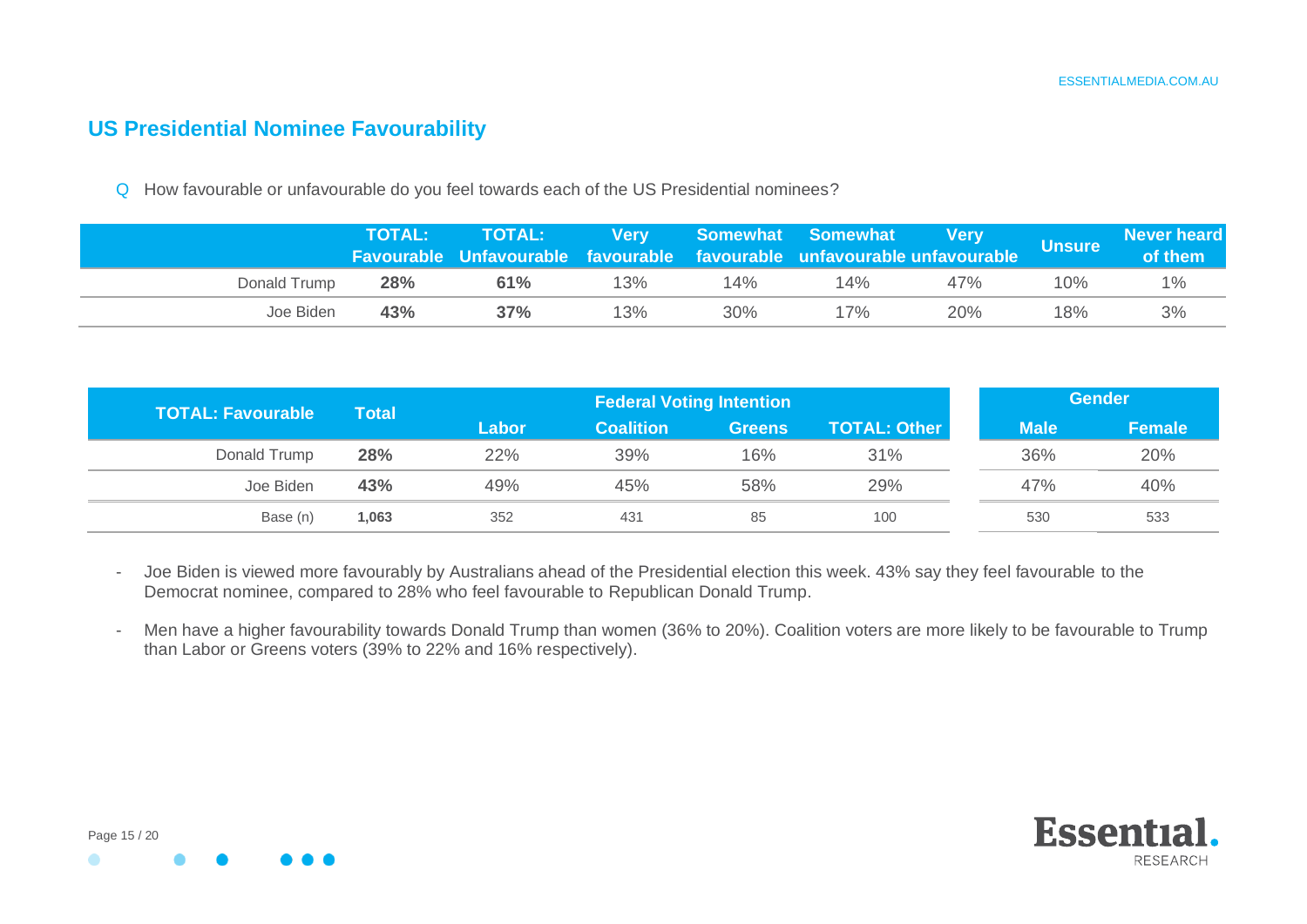## US Presidential Nominee Favourability

Q How favourable or unfavourable do you feel towards each of the US Presidential nominees?

| | TOTAL: Favourable | TOTAL: Unfavourable | Very favourable | Somewhat favourable | Somewhat unfavourable | Very unfavourable | Unsure | Never heard of them |
|---|---|---|---|---|---|---|---|---|
| Donald Trump | **28%** | **61%** | 13% | 14% | 14% | 47% | 10% | 1% |
| Joe Biden | **43%** | **37%** | 13% | 30% | 17% | 20% | 18% | 3% |

| TOTAL: Favourable | Total | Federal Voting Intention | | | | Gender | |
|---|---|---|---|---|---|---|---|
| | | Labor | Coalition | Greens | TOTAL: Other | Male | Female |
| Donald Trump | **28%** | 22% | 39% | 16% | 31% | 36% | 20% |
| Joe Biden | **43%** | 49% | 45% | 58% | 29% | 47% | 40% |
| Base (n) | **1,063** | 352 | 431 | 85 | 100 | 530 | 533 |

- Joe Biden is viewed more favourably by Australians ahead of the Presidential election this week. 43% say they feel favourable to the Democrat nominee, compared to 28% who feel favourable to Republican Donald Trump.
- Men have a higher favourability towards Donald Trump than women (36% to 20%). Coalition voters are more likely to be favourable to Trump than Labor or Greens voters (39% to 22% and 16% respectively).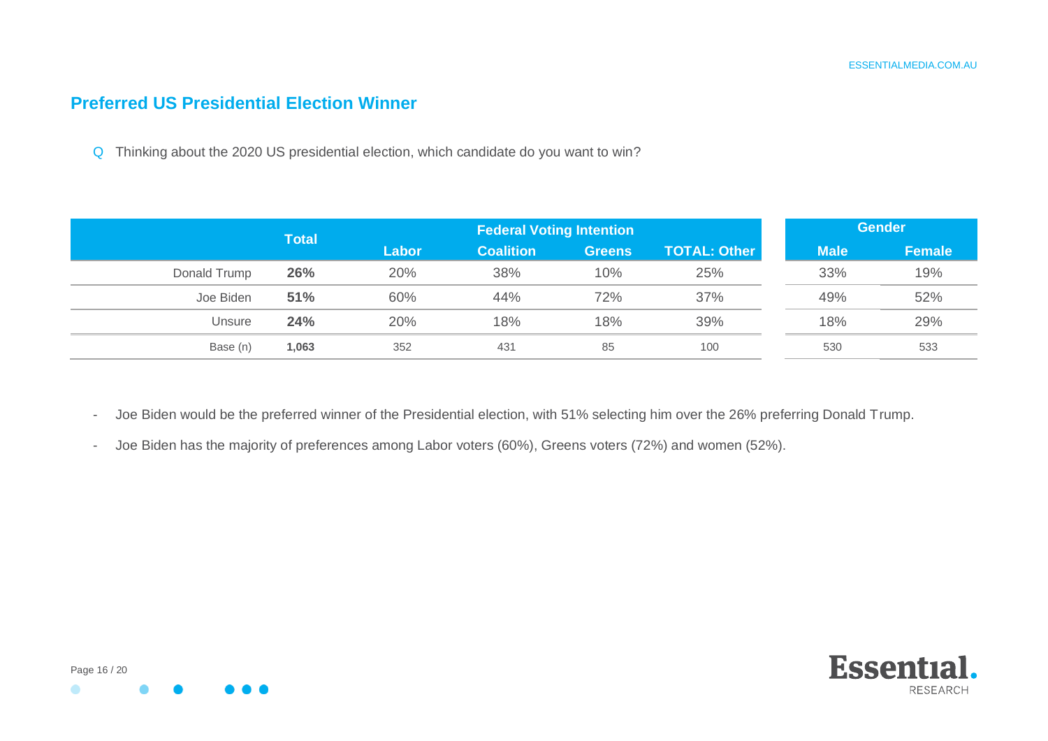## Preferred US Presidential Election Winner

Q Thinking about the 2020 US presidential election, which candidate do you want to win?

| | Total | Federal Voting Intention | | | | Gender | |
|---|---|---|---|---|---|---|---|
| | | Labor | Coalition | Greens | TOTAL: Other | Male | Female |
| Donald Trump | **26%** | 20% | 38% | 10% | 25% | 33% | 19% |
| Joe Biden | **51%** | 60% | 44% | 72% | 37% | 49% | 52% |
| Unsure | **24%** | 20% | 18% | 18% | 39% | 18% | 29% |
| Base (n) | **1,063** | 352 | 431 | 85 | 100 | 530 | 533 |

- Joe Biden would be the preferred winner of the Presidential election, with 51% selecting him over the 26% preferring Donald Trump.
- Joe Biden has the majority of preferences among Labor voters (60%), Greens voters (72%) and women (52%).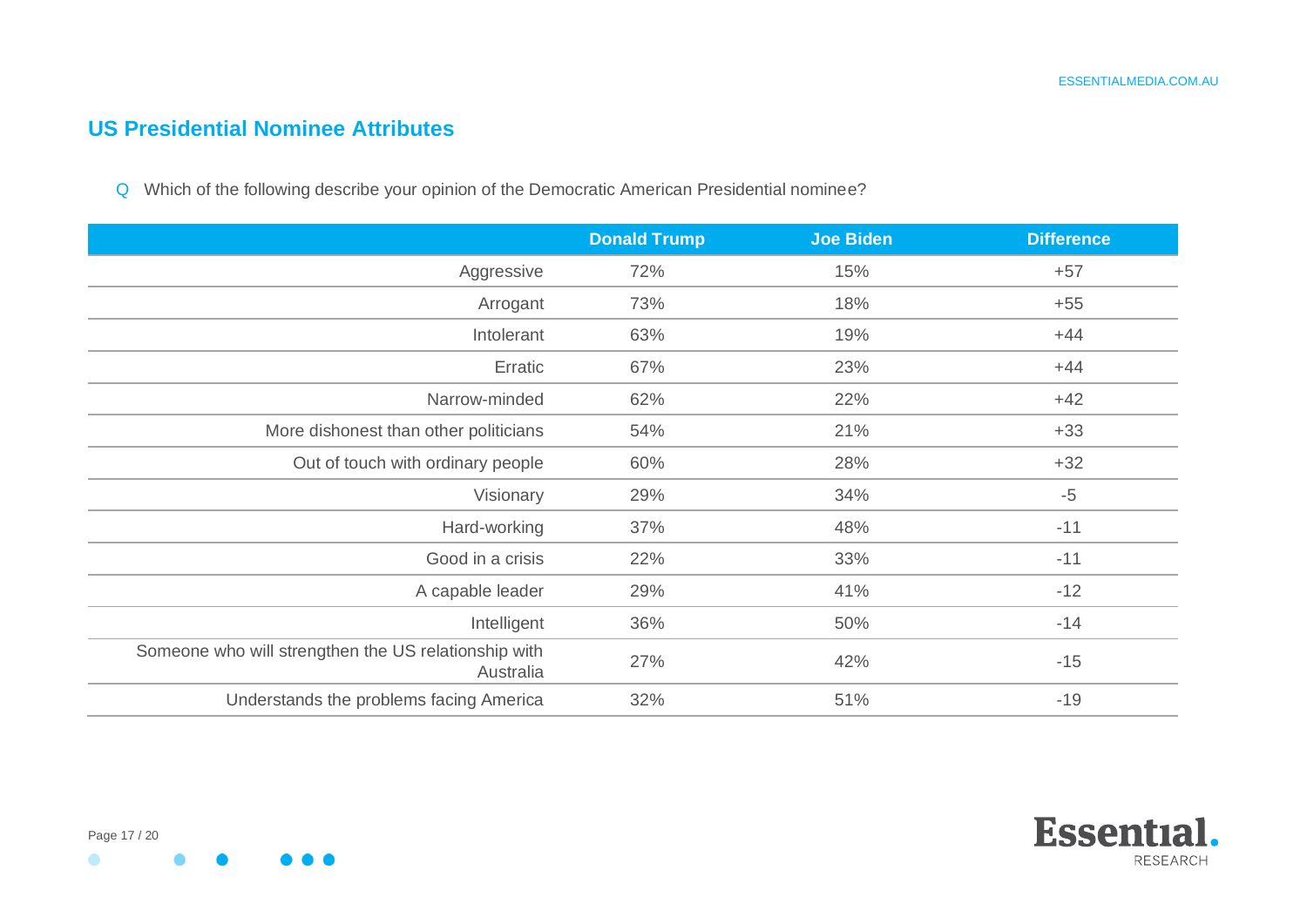## US Presidential Nominee Attributes

Q Which of the following describe your opinion of the Democratic American Presidential nominee?

| | Donald Trump | Joe Biden | Difference |
|---|---|---|---|
| Aggressive | 72% | 15% | +57 |
| Arrogant | 73% | 18% | +55 |
| Intolerant | 63% | 19% | +44 |
| Erratic | 67% | 23% | +44 |
| Narrow-minded | 62% | 22% | +42 |
| More dishonest than other politicians | 54% | 21% | +33 |
| Out of touch with ordinary people | 60% | 28% | +32 |
| Visionary | 29% | 34% | -5 |
| Hard-working | 37% | 48% | -11 |
| Good in a crisis | 22% | 33% | -11 |
| A capable leader | 29% | 41% | -12 |
| Intelligent | 36% | 50% | -14 |
| Someone who will strengthen the US relationship with Australia | 27% | 42% | -15 |
| Understands the problems facing America | 32% | 51% | -19 |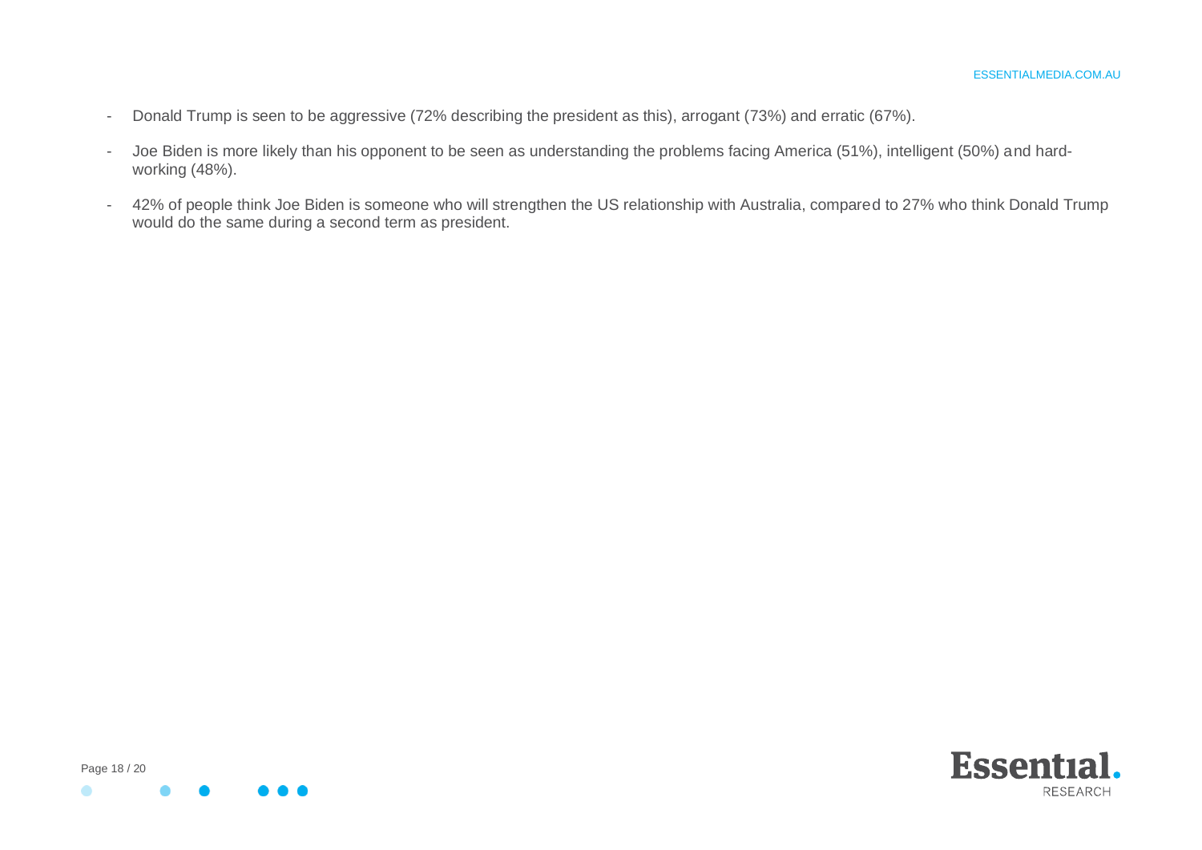- Donald Trump is seen to be aggressive (72% describing the president as this), arrogant (73%) and erratic (67%).
- Joe Biden is more likely than his opponent to be seen as understanding the problems facing America (51%), intelligent (50%) and hard-working (48%).
- 42% of people think Joe Biden is someone who will strengthen the US relationship with Australia, compared to 27% who think Donald Trump would do the same during a second term as president.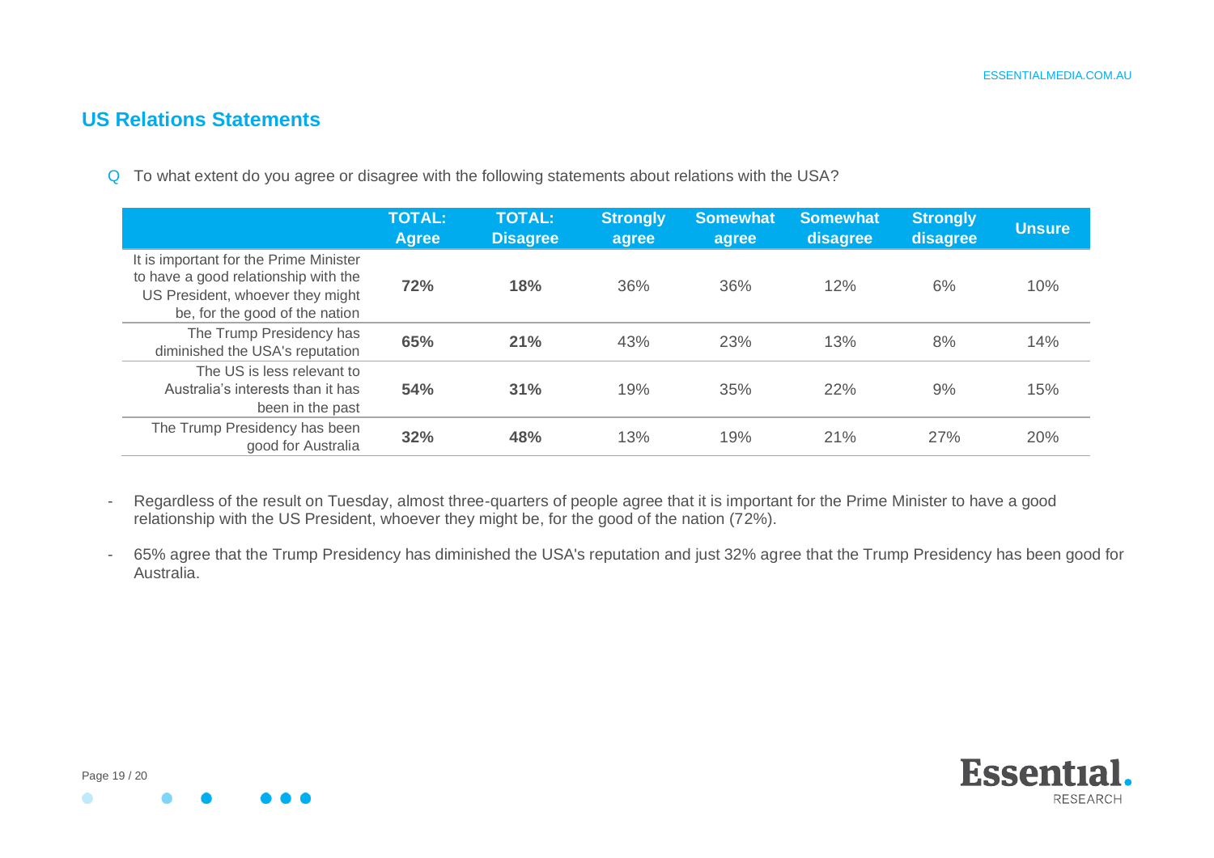## US Relations Statements

Q To what extent do you agree or disagree with the following statements about relations with the USA?

| | TOTAL: Agree | TOTAL: Disagree | Strongly agree | Somewhat agree | Somewhat disagree | Strongly disagree | Unsure |
|---|---|---|---|---|---|---|---|
| It is important for the Prime Minister to have a good relationship with the US President, whoever they might be, for the good of the nation | **72%** | **18%** | 36% | 36% | 12% | 6% | 10% |
| The Trump Presidency has diminished the USA's reputation | **65%** | **21%** | 43% | 23% | 13% | 8% | 14% |
| The US is less relevant to Australia's interests than it has been in the past | **54%** | **31%** | 19% | 35% | 22% | 9% | 15% |
| The Trump Presidency has been good for Australia | **32%** | **48%** | 13% | 19% | 21% | 27% | 20% |

- Regardless of the result on Tuesday, almost three-quarters of people agree that it is important for the Prime Minister to have a good relationship with the US President, whoever they might be, for the good of the nation (72%).
- 65% agree that the Trump Presidency has diminished the USA's reputation and just 32% agree that the Trump Presidency has been good for Australia.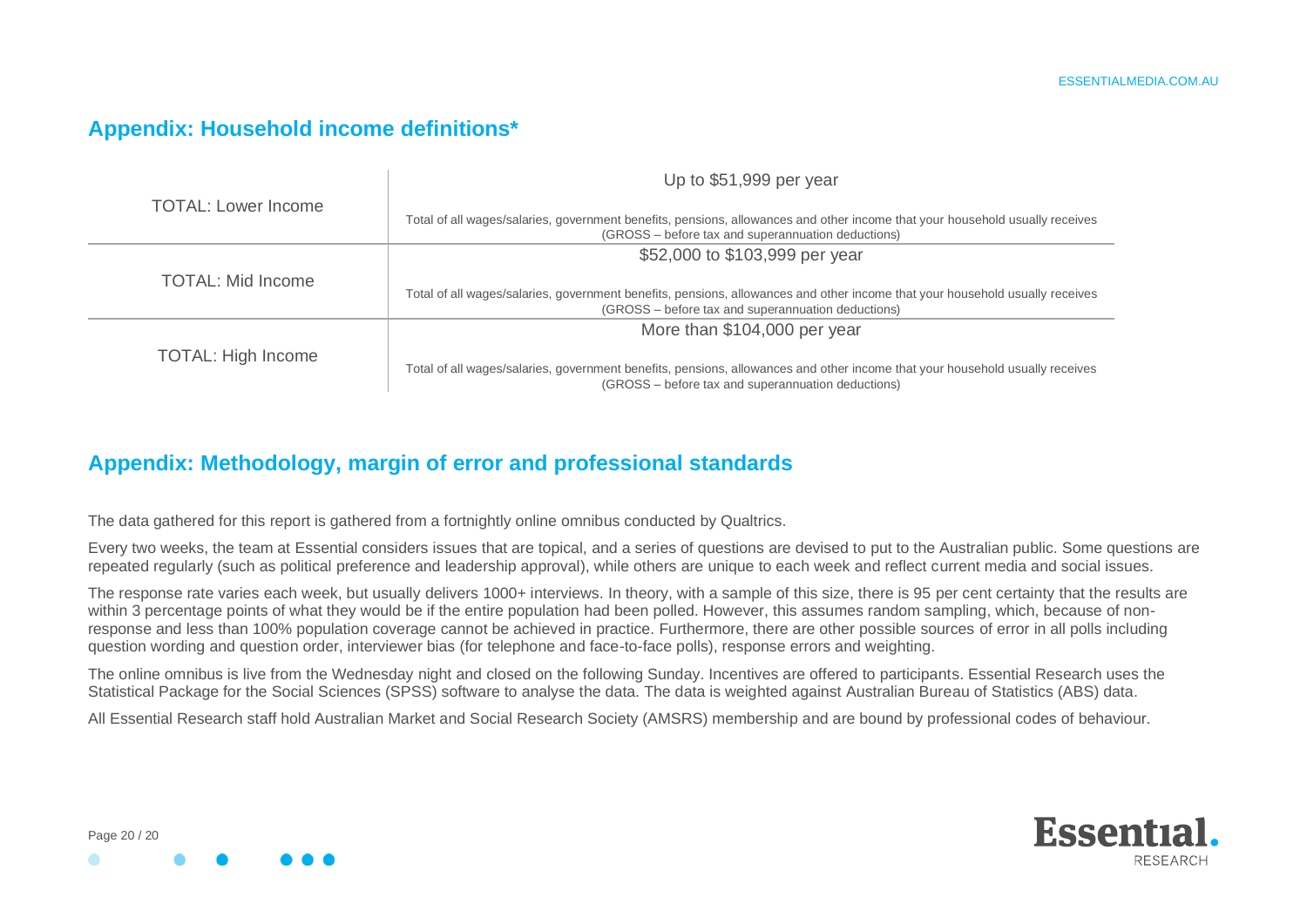## Appendix: Household income definitions*

| | |
|---|---|
| TOTAL: Lower Income | Up to $51,999 per year<br><br>Total of all wages/salaries, government benefits, pensions, allowances and other income that your household usually receives (GROSS – before tax and superannuation deductions) |
| TOTAL: Mid Income | $52,000 to $103,999 per year<br><br>Total of all wages/salaries, government benefits, pensions, allowances and other income that your household usually receives (GROSS – before tax and superannuation deductions) |
| TOTAL: High Income | More than $104,000 per year<br><br>Total of all wages/salaries, government benefits, pensions, allowances and other income that your household usually receives (GROSS – before tax and superannuation deductions) |

## Appendix: Methodology, margin of error and professional standards

The data gathered for this report is gathered from a fortnightly online omnibus conducted by Qualtrics.

Every two weeks, the team at Essential considers issues that are topical, and a series of questions are devised to put to the Australian public. Some questions are repeated regularly (such as political preference and leadership approval), while others are unique to each week and reflect current media and social issues.

The response rate varies each week, but usually delivers 1000+ interviews. In theory, with a sample of this size, there is 95 per cent certainty that the results are within 3 percentage points of what they would be if the entire population had been polled. However, this assumes random sampling, which, because of non-response and less than 100% population coverage cannot be achieved in practice. Furthermore, there are other possible sources of error in all polls including question wording and question order, interviewer bias (for telephone and face-to-face polls), response errors and weighting.

The online omnibus is live from the Wednesday night and closed on the following Sunday. Incentives are offered to participants. Essential Research uses the Statistical Package for the Social Sciences (SPSS) software to analyse the data. The data is weighted against Australian Bureau of Statistics (ABS) data.

All Essential Research staff hold Australian Market and Social Research Society (AMSRS) membership and are bound by professional codes of behaviour.